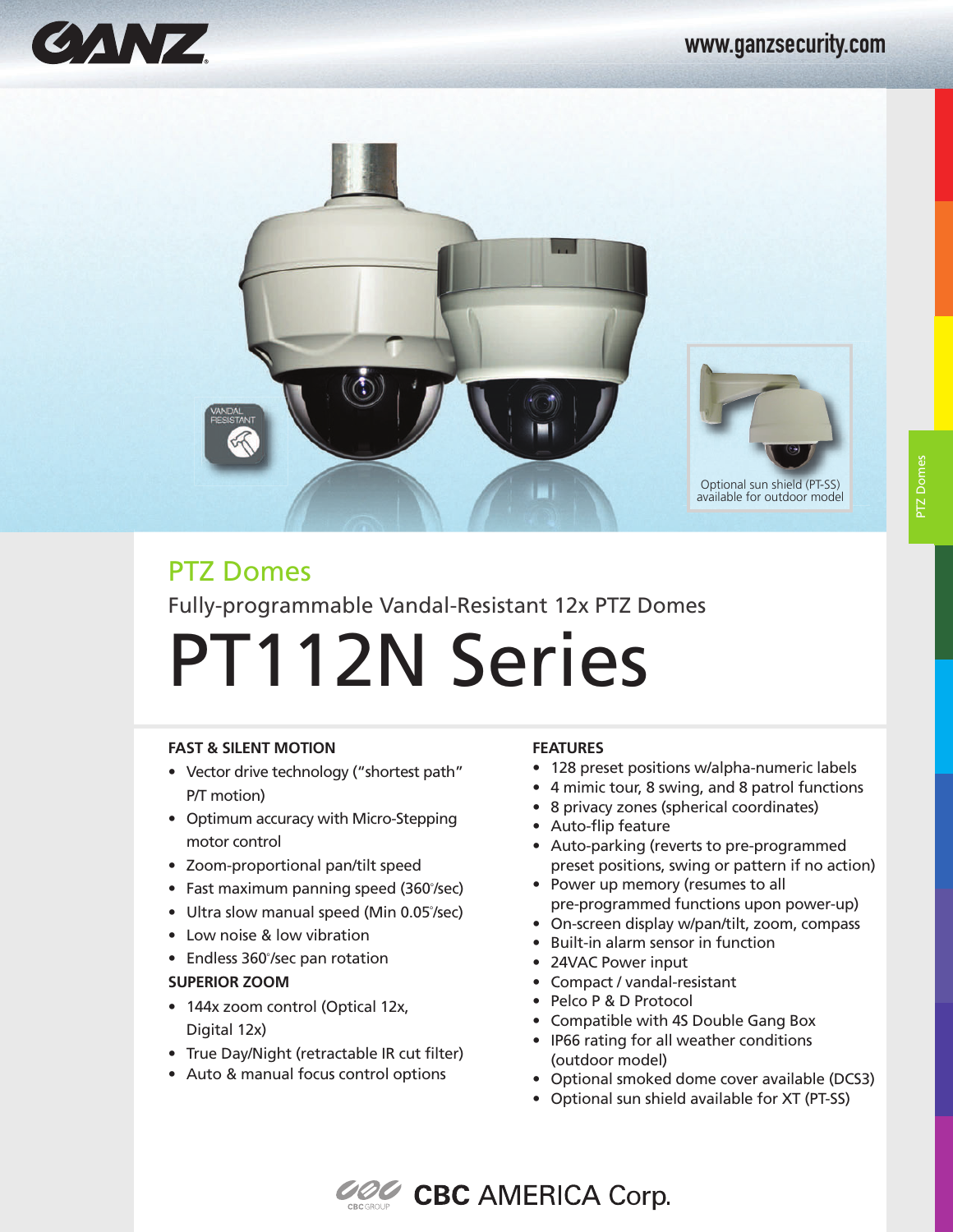# PTZ Domes

Fully-programmable Vandal-Resistant 12x PTZ Domes

# PT112N Series

Optional sun shield (PT-SS) available for outdoor model

### FAST & SILENT MOTION

- Vector drive technology ("shortest path" P/T motion)
- Optimum accuracy with Micro-Stepping motor control
- Zoom-proportional pan/tilt speed
- Fast maximum panning speed (360°/sec)
- Ultra slow manual speed (Min 0.05°/sec)
- Low noise & low vibration
- Endless 360°/sec pan rotation

### SUPERIOR ZOOM

- 144x zoom control (Optical 12x, Digital 12x)
- True Day/Night (retractable IR cut filter)
- Auto & manual focus control options

### FEATURES

- 128 preset positions w/alpha-numeric labels
- 4 mimic tour, 8 swing, and 8 patrol functions
- 8 privacy zones (spherical coordinates)
- Auto-flip feature
- Auto-parking (reverts to pre-programmed preset positions, swing or pattern if no action)
- Power up memory (resumes to all pre-programmed functions upon power-up)
- On-screen display w/pan/tilt, zoom, compass
- Built-in alarm sensor in function
- 24VAC Power input
- Compact / vandal-resistant
- Pelco P & D Protocol
- Compatible with 4S Double Gang Box
- IP66 rating for all weather conditions (outdoor model)
- Optional smoked dome cover available (DCS3)
- Optional sun shield available for XT (PT-SS)

CBC AMERICA Corp.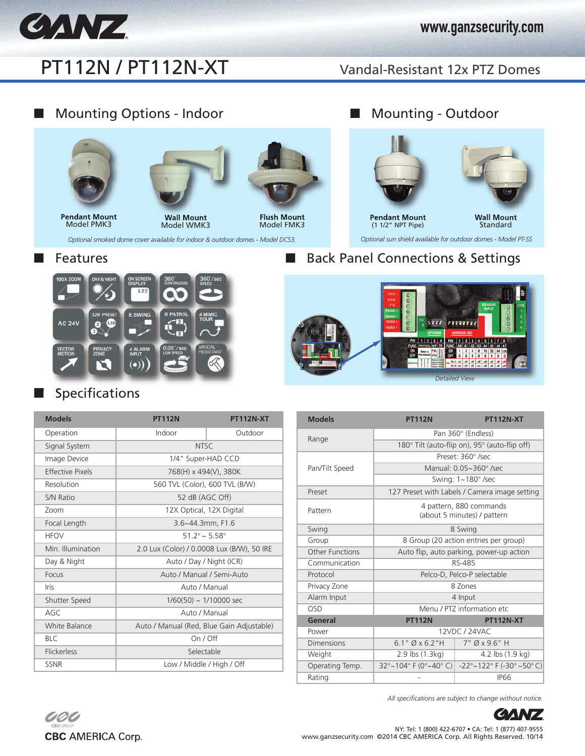# PT112N / PT112N-XT

Vandal-Resistant 12x PTZ Domes

www.ganzsecurity.com

## Mounting Options - Indoor

**Pendant Mount**
Model PMK3

**Wall Mount**
Model WMK3

**Flush Mount**
Model FMK3

*Optional smoked dome cover available for indoor & outdoor domes - Model DCS3.*

## Mounting - Outdoor

**Pendant Mount**
(1 1/2" NPT Pipe)

**Wall Mount**
Standard

*Optional sun shield available for outdoor domes - Model PT-SS*

## Features

100X ZOOM
DAY & NIGHT
ON SCREEN DISPLAY
360° CONTINUOUS
360°/sec SPEED
AC 24V
128 PRESET
8 SWING
8 PATROL
4 MIMIC TOUR
VECTOR MOTION
PRIVACY ZONE
4 ALARM INPUT
0.05°/sec LOW SPEED
VANDAL RESISTANT

## Back Panel Connections & Settings

*Detailed View*

## Specifications

| Models | PT112N | PT112N-XT |
|---|---|---|
| Operation | Indoor | Outdoor |
| Signal System | NTSC | |
| Image Device | 1/4" Super-HAD CCD | |
| Effective Pixels | 768(H) x 494(V), 380K | |
| Resolution | 560 TVL (Color), 600 TVL (B/W) | |
| S/N Ratio | 52 dB (AGC Off) | |
| Zoom | 12X Optical, 12X Digital | |
| Focal Length | 3.6~44.3mm, F1.6 | |
| HFOV | 51.2° ~ 5.58° | |
| Min. Illumination | 2.0 Lux (Color) / 0.0008 Lux (B/W), 50 IRE | |
| Day & Night | Auto / Day / Night (ICR) | |
| Focus | Auto / Manual / Semi-Auto | |
| Iris | Auto / Manual | |
| Shutter Speed | 1/60(50) ~ 1/10000 sec | |
| AGC | Auto / Manual | |
| White Balance | Auto / Manual (Red, Blue Gain Adjustable) | |
| BLC | On / Off | |
| Flickerless | Selectable | |
| SSNR | Low / Middle / High / Off | |

| Models | PT112N | PT112N-XT |
|---|---|---|
| Range | Pan 360° (Endless) | |
| | 180° Tilt (auto-flip on), 95° (auto-flip off) | |
| Pan/Tilt Speed | Preset: 360° /sec | |
| | Manual: 0.05~360° /sec | |
| | Swing: 1~180° /sec | |
| Preset | 127 Preset with Labels / Camera image setting | |
| Pattern | 4 pattern, 880 commands (about 5 minutes) / pattern | |
| Swing | 8 Swing | |
| Group | 8 Group (20 action entries per group) | |
| Other Functions | Auto flip, auto parking, power-up action | |
| Communication | RS-485 | |
| Protocol | Pelco-D, Pelco-P selectable | |
| Privacy Zone | 8 Zones | |
| Alarm Input | 4 Input | |
| OSD | Menu / PTZ information etc | |
| **General** | **PT112N** | **PT112N-XT** |
| Power | 12VDC / 24VAC | |
| Dimensions | 6.1" Ø x 6.2"H | 7" Ø x 9.6" H |
| Weight | 2.9 lbs (1.3kg) | 4.2 lbs (1.9 kg) |
| Operating Temp. | 32°~104° F (0°~40° C) | -22°~122° F (-30° ~50° C) |
| Rating | - | IP66 |

*All specifications are subject to change without notice.*

CBC AMERICA Corp.

NY: Tel: 1 (800) 422-6707 • CA: Tel: 1 (877) 407-9555
www.ganzsecurity.com ©2014 CBC AMERICA Corp. All Rights Reserved. 10/14